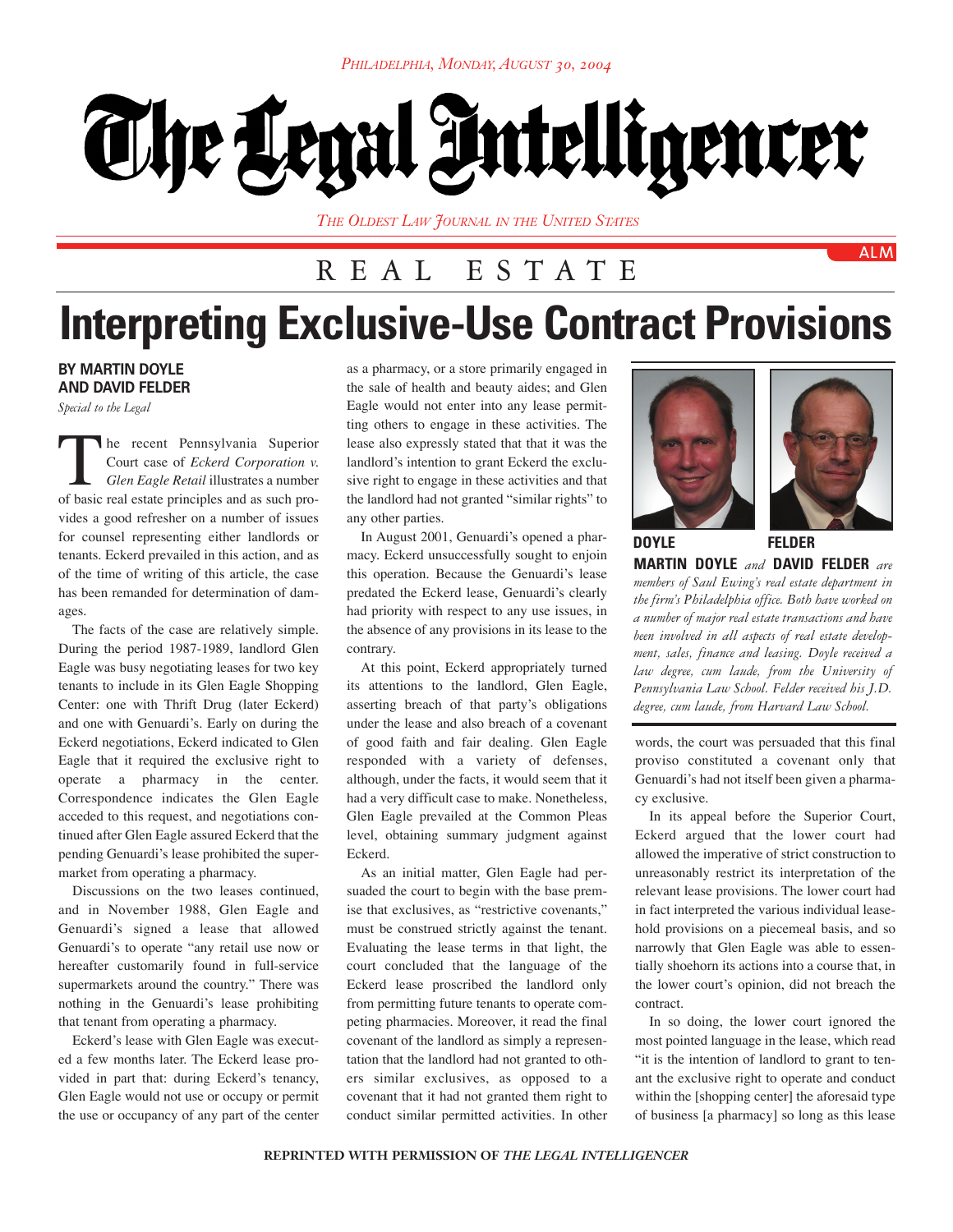*Philadelphia, Monday, August 30, 2004*

# The Legal Intelligencer

*The Oldest Law Journal in the United States*

REAL ESTATE

# Interpreting Exclusive-Use Contract Provisions

**BY MARTIN DOYLE AND DAVID FELDER**

*Special to the Legal*

The recent Pennsylvania Superior Court case of *Eckerd Corporation v. Glen Eagle Retail* illustrates a number of basic real estate principles and as such provides a good refresher on a number of issues for counsel representing either landlords or tenants. Eckerd prevailed in this action, and as of the time of writing of this article, the case has been remanded for determination of damages.

The facts of the case are relatively simple. During the period 1987-1989, landlord Glen Eagle was busy negotiating leases for two key tenants to include in its Glen Eagle Shopping Center: one with Thrift Drug (later Eckerd) and one with Genuardi's. Early on during the Eckerd negotiations, Eckerd indicated to Glen Eagle that it required the exclusive right to operate a pharmacy in the center. Correspondence indicates the Glen Eagle acceded to this request, and negotiations continued after Glen Eagle assured Eckerd that the pending Genuardi's lease prohibited the supermarket from operating a pharmacy.

Discussions on the two leases continued, and in November 1988, Glen Eagle and Genuardi's signed a lease that allowed Genuardi's to operate "any retail use now or hereafter customarily found in full-service supermarkets around the country." There was nothing in the Genuardi's lease prohibiting that tenant from operating a pharmacy.

Eckerd's lease with Glen Eagle was executed a few months later. The Eckerd lease provided in part that: during Eckerd's tenancy, Glen Eagle would not use or occupy or permit the use or occupancy of any part of the center as a pharmacy, or a store primarily engaged in the sale of health and beauty aides; and Glen Eagle would not enter into any lease permitting others to engage in these activities. The lease also expressly stated that that it was the landlord's intention to grant Eckerd the exclusive right to engage in these activities and that the landlord had not granted "similar rights" to any other parties.

In August 2001, Genuardi's opened a pharmacy. Eckerd unsuccessfully sought to enjoin this operation. Because the Genuardi's lease predated the Eckerd lease, Genuardi's clearly had priority with respect to any use issues, in the absence of any provisions in its lease to the contrary.

At this point, Eckerd appropriately turned its attentions to the landlord, Glen Eagle, asserting breach of that party's obligations under the lease and also breach of a covenant of good faith and fair dealing. Glen Eagle responded with a variety of defenses, although, under the facts, it would seem that it had a very difficult case to make. Nonetheless, Glen Eagle prevailed at the Common Pleas level, obtaining summary judgment against Eckerd.

As an initial matter, Glen Eagle had persuaded the court to begin with the base premise that exclusives, as "restrictive covenants," must be construed strictly against the tenant. Evaluating the lease terms in that light, the court concluded that the language of the Eckerd lease proscribed the landlord only from permitting future tenants to operate competing pharmacies. Moreover, it read the final covenant of the landlord as simply a representation that the landlord had not granted to others similar exclusives, as opposed to a covenant that it had not granted them right to conduct similar permitted activities. In other words, the court was persuaded that this final proviso constituted a covenant only that Genuardi's had not itself been given a pharmacy exclusive.

**DOYLE** **FELDER**

**MARTIN DOYLE** *and* **DAVID FELDER** *are members of Saul Ewing's real estate department in the firm's Philadelphia office. Both have worked on a number of major real estate transactions and have been involved in all aspects of real estate development, sales, finance and leasing. Doyle received a law degree, cum laude, from the University of Pennsylvania Law School. Felder received his J.D. degree, cum laude, from Harvard Law School.*

In its appeal before the Superior Court, Eckerd argued that the lower court had allowed the imperative of strict construction to unreasonably restrict its interpretation of the relevant lease provisions. The lower court had in fact interpreted the various individual leasehold provisions on a piecemeal basis, and so narrowly that Glen Eagle was able to essentially shoehorn its actions into a course that, in the lower court's opinion, did not breach the contract.

In so doing, the lower court ignored the most pointed language in the lease, which read "it is the intention of landlord to grant to tenant the exclusive right to operate and conduct within the [shopping center] the aforesaid type of business [a pharmacy] so long as this lease

REPRINTED WITH PERMISSION OF *THE LEGAL INTELLIGENCER*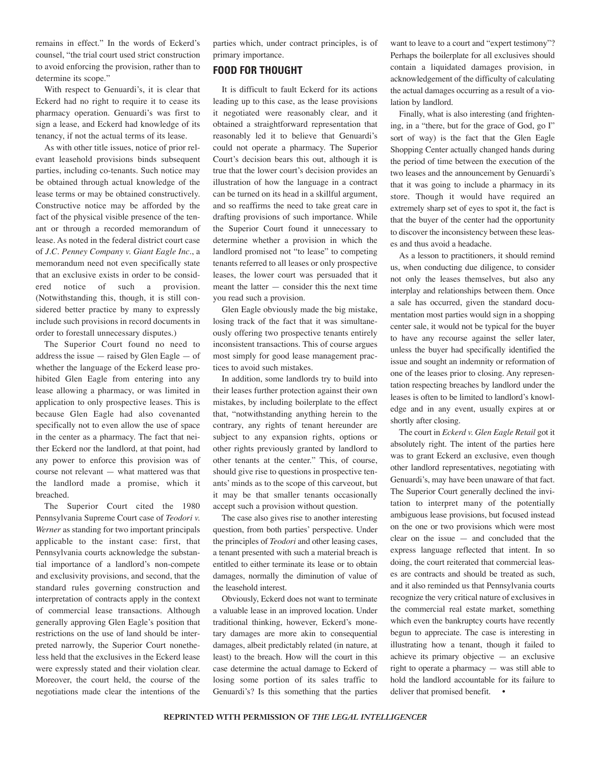remains in effect." In the words of Eckerd's counsel, "the trial court used strict construction to avoid enforcing the provision, rather than to determine its scope."

With respect to Genuardi's, it is clear that Eckerd had no right to require it to cease its pharmacy operation. Genuardi's was first to sign a lease, and Eckerd had knowledge of its tenancy, if not the actual terms of its lease.

As with other title issues, notice of prior relevant leasehold provisions binds subsequent parties, including co-tenants. Such notice may be obtained through actual knowledge of the lease terms or may be obtained constructively. Constructive notice may be afforded by the fact of the physical visible presence of the tenant or through a recorded memorandum of lease. As noted in the federal district court case of *J.C. Penney Company v. Giant Eagle Inc*., a memorandum need not even specifically state that an exclusive exists in order to be considered notice of such a provision. (Notwithstanding this, though, it is still considered better practice by many to expressly include such provisions in record documents in order to forestall unnecessary disputes.)

The Superior Court found no need to address the issue — raised by Glen Eagle — of whether the language of the Eckerd lease prohibited Glen Eagle from entering into any lease allowing a pharmacy, or was limited in application to only prospective leases. This is because Glen Eagle had also covenanted specifically not to even allow the use of space in the center as a pharmacy. The fact that neither Eckerd nor the landlord, at that point, had any power to enforce this provision was of course not relevant — what mattered was that the landlord made a promise, which it breached.

The Superior Court cited the 1980 Pennsylvania Supreme Court case of *Teodori v. Werner* as standing for two important principals applicable to the instant case: first, that Pennsylvania courts acknowledge the substantial importance of a landlord's non-compete and exclusivity provisions, and second, that the standard rules governing construction and interpretation of contracts apply in the context of commercial lease transactions. Although generally approving Glen Eagle's position that restrictions on the use of land should be interpreted narrowly, the Superior Court nonetheless held that the exclusives in the Eckerd lease were expressly stated and their violation clear. Moreover, the court held, the course of the negotiations made clear the intentions of the parties which, under contract principles, is of primary importance.

## FOOD FOR THOUGHT

It is difficult to fault Eckerd for its actions leading up to this case, as the lease provisions it negotiated were reasonably clear, and it obtained a straightforward representation that reasonably led it to believe that Genuardi's could not operate a pharmacy. The Superior Court's decision bears this out, although it is true that the lower court's decision provides an illustration of how the language in a contract can be turned on its head in a skillful argument, and so reaffirms the need to take great care in drafting provisions of such importance. While the Superior Court found it unnecessary to determine whether a provision in which the landlord promised not "to lease" to competing tenants referred to all leases or only prospective leases, the lower court was persuaded that it meant the latter — consider this the next time you read such a provision.

Glen Eagle obviously made the big mistake, losing track of the fact that it was simultaneously offering two prospective tenants entirely inconsistent transactions. This of course argues most simply for good lease management practices to avoid such mistakes.

In addition, some landlords try to build into their leases further protection against their own mistakes, by including boilerplate to the effect that, "notwithstanding anything herein to the contrary, any rights of tenant hereunder are subject to any expansion rights, options or other rights previously granted by landlord to other tenants at the center." This, of course, should give rise to questions in prospective tenants' minds as to the scope of this carveout, but it may be that smaller tenants occasionally accept such a provision without question.

The case also gives rise to another interesting question, from both parties' perspective. Under the principles of *Teodori* and other leasing cases, a tenant presented with such a material breach is entitled to either terminate its lease or to obtain damages, normally the diminution of value of the leasehold interest.

Obviously, Eckerd does not want to terminate a valuable lease in an improved location. Under traditional thinking, however, Eckerd's monetary damages are more akin to consequential damages, albeit predictably related (in nature, at least) to the breach. How will the court in this case determine the actual damage to Eckerd of losing some portion of its sales traffic to Genuardi's? Is this something that the parties want to leave to a court and "expert testimony"? Perhaps the boilerplate for all exclusives should contain a liquidated damages provision, in acknowledgement of the difficulty of calculating the actual damages occurring as a result of a violation by landlord.

Finally, what is also interesting (and frightening, in a "there, but for the grace of God, go I" sort of way) is the fact that the Glen Eagle Shopping Center actually changed hands during the period of time between the execution of the two leases and the announcement by Genuardi's that it was going to include a pharmacy in its store. Though it would have required an extremely sharp set of eyes to spot it, the fact is that the buyer of the center had the opportunity to discover the inconsistency between these leases and thus avoid a headache.

As a lesson to practitioners, it should remind us, when conducting due diligence, to consider not only the leases themselves, but also any interplay and relationships between them. Once a sale has occurred, given the standard documentation most parties would sign in a shopping center sale, it would not be typical for the buyer to have any recourse against the seller later, unless the buyer had specifically identified the issue and sought an indemnity or reformation of one of the leases prior to closing. Any representation respecting breaches by landlord under the leases is often to be limited to landlord's knowledge and in any event, usually expires at or shortly after closing.

The court in *Eckerd v. Glen Eagle Retail* got it absolutely right. The intent of the parties here was to grant Eckerd an exclusive, even though other landlord representatives, negotiating with Genuardi's, may have been unaware of that fact. The Superior Court generally declined the invitation to interpret many of the potentially ambiguous lease provisions, but focused instead on the one or two provisions which were most clear on the issue — and concluded that the express language reflected that intent. In so doing, the court reiterated that commercial leases are contracts and should be treated as such, and it also reminded us that Pennsylvania courts recognize the very critical nature of exclusives in the commercial real estate market, something which even the bankruptcy courts have recently begun to appreciate. The case is interesting in illustrating how a tenant, though it failed to achieve its primary objective — an exclusive right to operate a pharmacy — was still able to hold the landlord accountable for its failure to deliver that promised benefit. •

**REPRINTED WITH PERMISSION OF *THE LEGAL INTELLIGENCER***